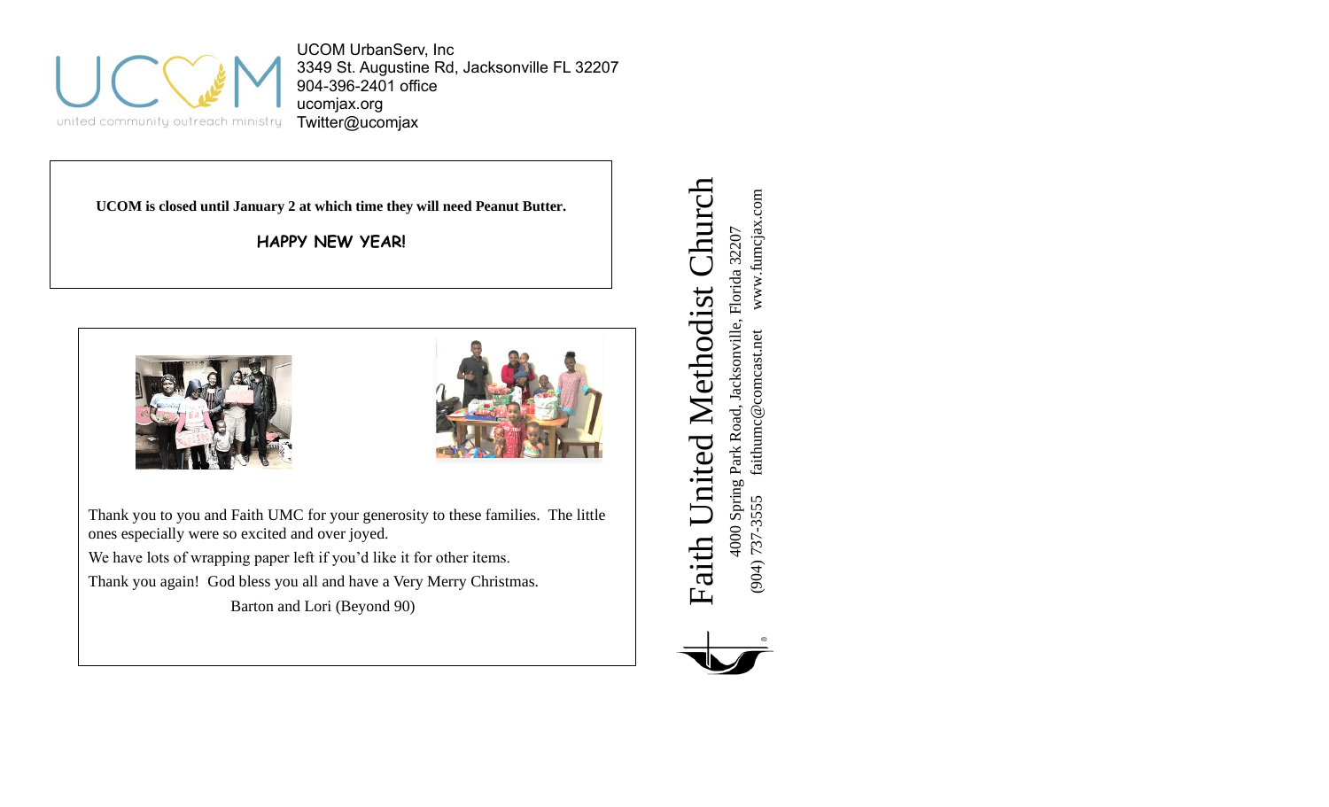UCOM UrbanServ, Inc
3349 St. Augustine Rd, Jacksonville FL 32207
904-396-2401 office
ucomjax.org
Twitter@ucomjax

united community outreach ministry

**UCOM is closed until January 2 at which time they will need Peanut Butter.**

**HAPPY NEW YEAR!**

Thank you to you and Faith UMC for your generosity to these families. The little ones especially were so excited and over joyed.

We have lots of wrapping paper left if you'd like it for other items.

Thank you again! God bless you all and have a Very Merry Christmas.

Barton and Lori (Beyond 90)

# Faith United Methodist Church

4000 Spring Park Road, Jacksonville, Florida 32207

(904) 737-3555 faithumc@comcast.net www.fumcjax.com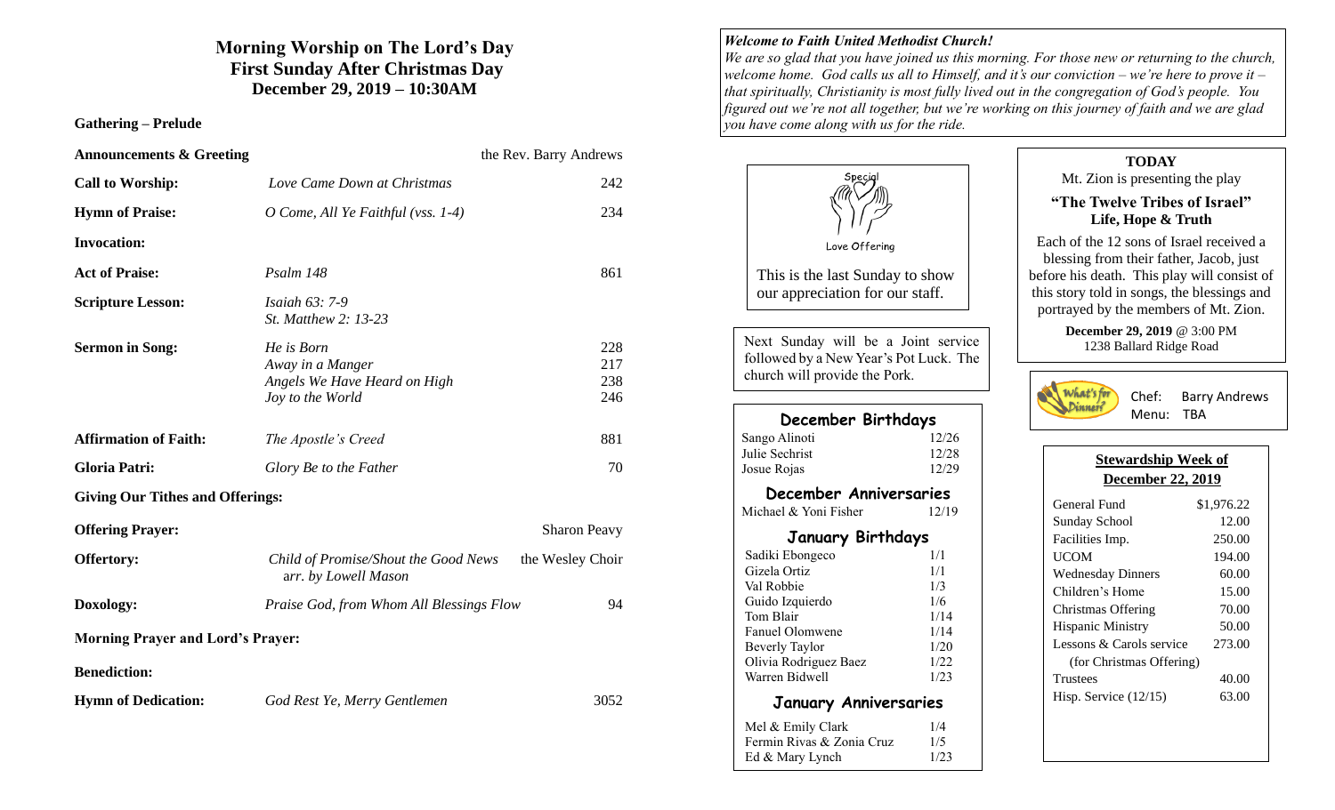# Morning Worship on The Lord's Day
## First Sunday After Christmas Day
## December 29, 2019 – 10:30AM

**Gathering – Prelude**

| | | |
|---|---|---|
| **Announcements & Greeting** | | the Rev. Barry Andrews |
| **Call to Worship:** | *Love Came Down at Christmas* | 242 |
| **Hymn of Praise:** | *O Come, All Ye Faithful (vss. 1-4)* | 234 |
| **Invocation:** | | |
| **Act of Praise:** | *Psalm 148* | 861 |
| **Scripture Lesson:** | *Isaiah 63: 7-9*<br>*St. Matthew 2: 13-23* | |
| **Sermon in Song:** | *He is Born*<br>*Away in a Manger*<br>*Angels We Have Heard on High*<br>*Joy to the World* | 228<br>217<br>238<br>246 |
| **Affirmation of Faith:** | *The Apostle's Creed* | 881 |
| **Gloria Patri:** | *Glory Be to the Father* | 70 |
| **Giving Our Tithes and Offerings:** | | |
| **Offering Prayer:** | | Sharon Peavy |
| **Offertory:** | *Child of Promise/Shout the Good News*<br>*arr. by Lowell Mason* | the Wesley Choir |
| **Doxology:** | *Praise God, from Whom All Blessings Flow* | 94 |
| **Morning Prayer and Lord's Prayer:** | | |
| **Benediction:** | | |
| **Hymn of Dedication:** | *God Rest Ye, Merry Gentlemen* | 3052 |

***Welcome to Faith United Methodist Church!***

*We are so glad that you have joined us this morning. For those new or returning to the church, welcome home. God calls us all to Himself, and it's our conviction – we're here to prove it – that spiritually, Christianity is most fully lived out in the congregation of God's people. You figured out we're not all together, but we're working on this journey of faith and we are glad you have come along with us for the ride.*

Special Love Offering

This is the last Sunday to show our appreciation for our staff.

Next Sunday will be a Joint service followed by a New Year's Pot Luck. The church will provide the Pork.

### December Birthdays

| | |
|---|---|
| Sango Alinoti | 12/26 |
| Julie Sechrist | 12/28 |
| Josue Rojas | 12/29 |

### December Anniversaries

| | |
|---|---|
| Michael & Yoni Fisher | 12/19 |

### January Birthdays

| | |
|---|---|
| Sadiki Ebongeco | 1/1 |
| Gizela Ortiz | 1/1 |
| Val Robbie | 1/3 |
| Guido Izquierdo | 1/6 |
| Tom Blair | 1/14 |
| Fanuel Olomwene | 1/14 |
| Beverly Taylor | 1/20 |
| Olivia Rodriguez Baez | 1/22 |
| Warren Bidwell | 1/23 |

### January Anniversaries

| | |
|---|---|
| Mel & Emily Clark | 1/4 |
| Fermin Rivas & Zonia Cruz | 1/5 |
| Ed & Mary Lynch | 1/23 |

**TODAY**

Mt. Zion is presenting the play

**"The Twelve Tribes of Israel"**
**Life, Hope & Truth**

Each of the 12 sons of Israel received a blessing from their father, Jacob, just before his death. This play will consist of this story told in songs, the blessings and portrayed by the members of Mt. Zion.

**December 29, 2019** @ 3:00 PM
1238 Ballard Ridge Road

What's for Dinner?

Chef: Barry Andrews
Menu: TBA

**Stewardship Week of December 22, 2019**

| | |
|---|---|
| General Fund | $1,976.22 |
| Sunday School | 12.00 |
| Facilities Imp. | 250.00 |
| UCOM | 194.00 |
| Wednesday Dinners | 60.00 |
| Children's Home | 15.00 |
| Christmas Offering | 70.00 |
| Hispanic Ministry | 50.00 |
| Lessons & Carols service (for Christmas Offering) | 273.00 |
| Trustees | 40.00 |
| Hisp. Service (12/15) | 63.00 |